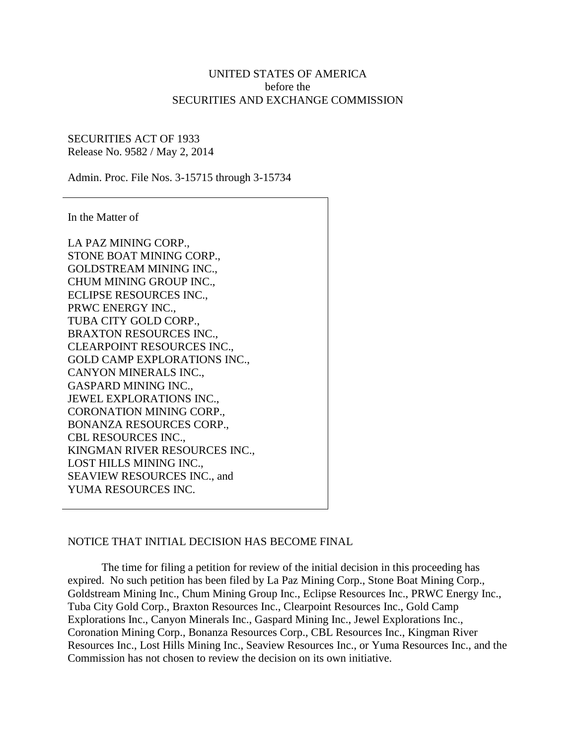UNITED STATES OF AMERICA
before the
SECURITIES AND EXCHANGE COMMISSION

SECURITIES ACT OF 1933
Release No. 9582 / May 2, 2014

Admin. Proc. File Nos. 3-15715 through 3-15734

In the Matter of

LA PAZ MINING CORP.,
STONE BOAT MINING CORP.,
GOLDSTREAM MINING INC.,
CHUM MINING GROUP INC.,
ECLIPSE RESOURCES INC.,
PRWC ENERGY INC.,
TUBA CITY GOLD CORP.,
BRAXTON RESOURCES INC.,
CLEARPOINT RESOURCES INC.,
GOLD CAMP EXPLORATIONS INC.,
CANYON MINERALS INC.,
GASPARD MINING INC.,
JEWEL EXPLORATIONS INC.,
CORONATION MINING CORP.,
BONANZA RESOURCES CORP.,
CBL RESOURCES INC.,
KINGMAN RIVER RESOURCES INC.,
LOST HILLS MINING INC.,
SEAVIEW RESOURCES INC., and
YUMA RESOURCES INC.

NOTICE THAT INITIAL DECISION HAS BECOME FINAL

The time for filing a petition for review of the initial decision in this proceeding has expired. No such petition has been filed by La Paz Mining Corp., Stone Boat Mining Corp., Goldstream Mining Inc., Chum Mining Group Inc., Eclipse Resources Inc., PRWC Energy Inc., Tuba City Gold Corp., Braxton Resources Inc., Clearpoint Resources Inc., Gold Camp Explorations Inc., Canyon Minerals Inc., Gaspard Mining Inc., Jewel Explorations Inc., Coronation Mining Corp., Bonanza Resources Corp., CBL Resources Inc., Kingman River Resources Inc., Lost Hills Mining Inc., Seaview Resources Inc., or Yuma Resources Inc., and the Commission has not chosen to review the decision on its own initiative.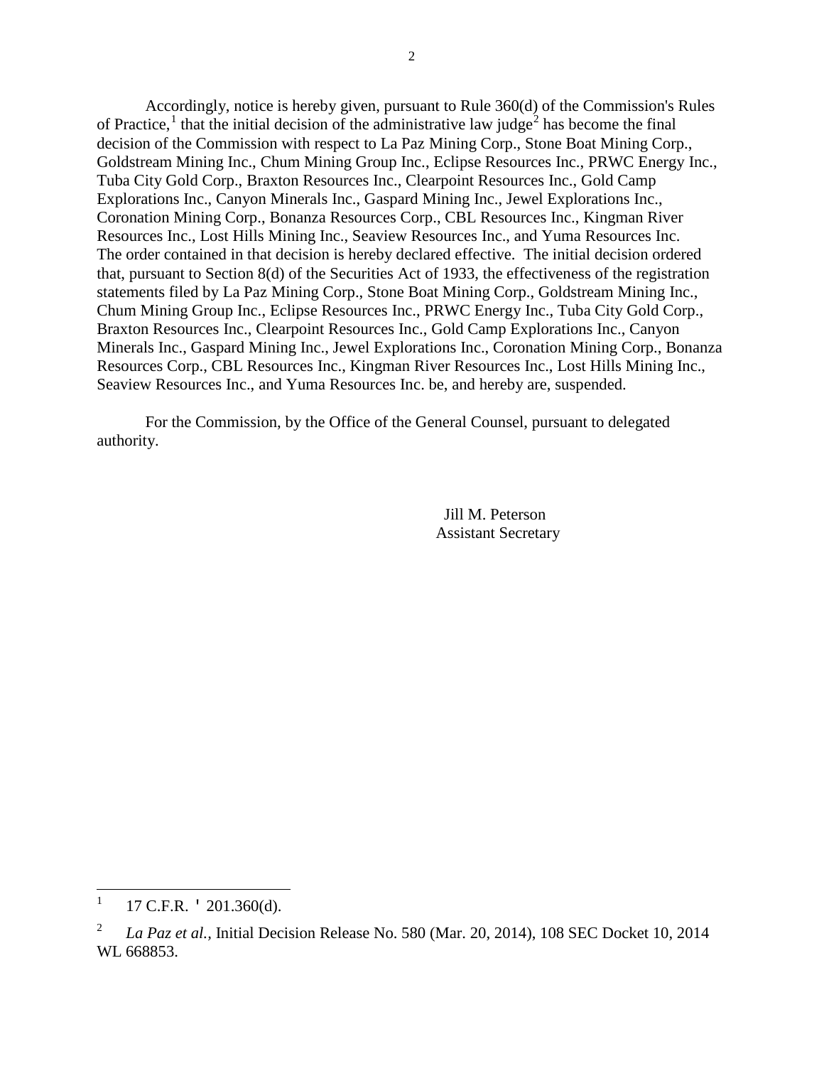Accordingly, notice is hereby given, pursuant to Rule 360(d) of the Commission's Rules of Practice,[1] that the initial decision of the administrative law judge[2] has become the final decision of the Commission with respect to La Paz Mining Corp., Stone Boat Mining Corp., Goldstream Mining Inc., Chum Mining Group Inc., Eclipse Resources Inc., PRWC Energy Inc., Tuba City Gold Corp., Braxton Resources Inc., Clearpoint Resources Inc., Gold Camp Explorations Inc., Canyon Minerals Inc., Gaspard Mining Inc., Jewel Explorations Inc., Coronation Mining Corp., Bonanza Resources Corp., CBL Resources Inc., Kingman River Resources Inc., Lost Hills Mining Inc., Seaview Resources Inc., and Yuma Resources Inc. The order contained in that decision is hereby declared effective. The initial decision ordered that, pursuant to Section 8(d) of the Securities Act of 1933, the effectiveness of the registration statements filed by La Paz Mining Corp., Stone Boat Mining Corp., Goldstream Mining Inc., Chum Mining Group Inc., Eclipse Resources Inc., PRWC Energy Inc., Tuba City Gold Corp., Braxton Resources Inc., Clearpoint Resources Inc., Gold Camp Explorations Inc., Canyon Minerals Inc., Gaspard Mining Inc., Jewel Explorations Inc., Coronation Mining Corp., Bonanza Resources Corp., CBL Resources Inc., Kingman River Resources Inc., Lost Hills Mining Inc., Seaview Resources Inc., and Yuma Resources Inc. be, and hereby are, suspended.

For the Commission, by the Office of the General Counsel, pursuant to delegated authority.

Jill M. Peterson
Assistant Secretary

---

[1] 17 C.F.R. ' 201.360(d).

[2] *La Paz et al.*, Initial Decision Release No. 580 (Mar. 20, 2014), 108 SEC Docket 10, 2014 WL 668853.